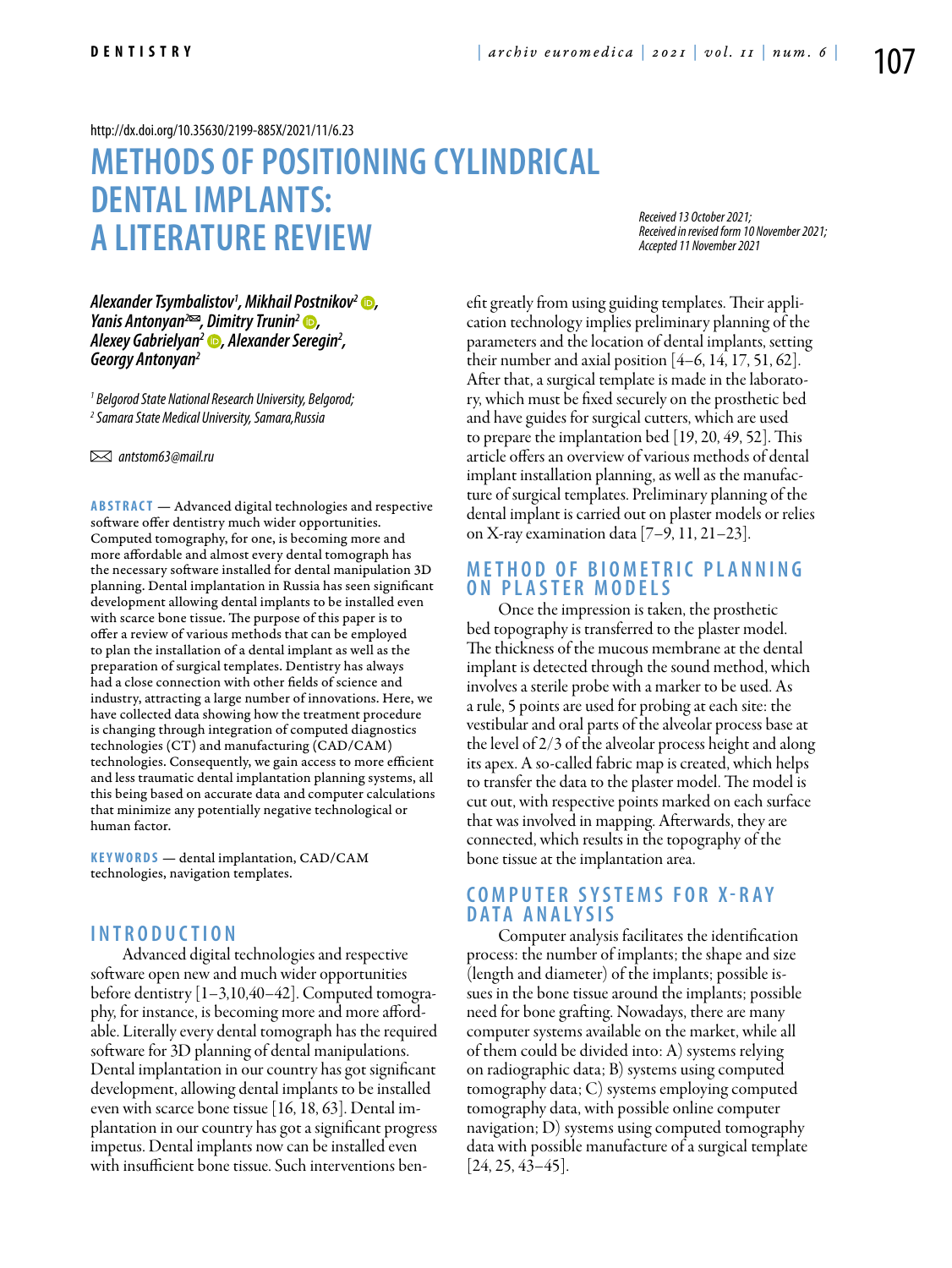http://dx.doi.org/10.35630/2199-885X/2021/11/6.23

# METHODS OF POSITIONING CYLINDRICAL DENTAL IMPLANTS: A LITERATURE REVIEW

*Received 13 October 2021;*
*Received in revised form 10 November 2021;*
*Accepted 11 November 2021*

***Alexander Tsymbalistov[1], Mikhail Postnikov[2], Yanis Antonyan[2]✉, Dimitry Trunin[2], Alexey Gabrielyan[2], Alexander Seregin[2], Georgy Antonyan[2]***

*[1] Belgorod State National Research University, Belgorod;*
*[2] Samara State Medical University, Samara,Russia*

✉ *antstom63@mail.ru*

**ABSTRACT** — Advanced digital technologies and respective software offer dentistry much wider opportunities. Computed tomography, for one, is becoming more and more affordable and almost every dental tomograph has the necessary software installed for dental manipulation 3D planning. Dental implantation in Russia has seen significant development allowing dental implants to be installed even with scarce bone tissue. The purpose of this paper is to offer a review of various methods that can be employed to plan the installation of a dental implant as well as the preparation of surgical templates. Dentistry has always had a close connection with other fields of science and industry, attracting a large number of innovations. Here, we have collected data showing how the treatment procedure is changing through integration of computed diagnostics technologies (CT) and manufacturing (CAD/CAM) technologies. Consequently, we gain access to more efficient and less traumatic dental implantation planning systems, all this being based on accurate data and computer calculations that minimize any potentially negative technological or human factor.

**KEYWORDS** — dental implantation, CAD/CAM technologies, navigation templates.

## INTRODUCTION

Advanced digital technologies and respective software open new and much wider opportunities before dentistry [1–3,10,40–42]. Computed tomography, for instance, is becoming more and more affordable. Literally every dental tomograph has the required software for 3D planning of dental manipulations. Dental implantation in our country has got significant development, allowing dental implants to be installed even with scarce bone tissue [16, 18, 63]. Dental implantation in our country has got a significant progress impetus. Dental implants now can be installed even with insufficient bone tissue. Such interventions benefit greatly from using guiding templates. Their application technology implies preliminary planning of the parameters and the location of dental implants, setting their number and axial position [4–6, 14, 17, 51, 62]. After that, a surgical template is made in the laboratory, which must be fixed securely on the prosthetic bed and have guides for surgical cutters, which are used to prepare the implantation bed [19, 20, 49, 52]. This article offers an overview of various methods of dental implant installation planning, as well as the manufacture of surgical templates. Preliminary planning of the dental implant is carried out on plaster models or relies on X-ray examination data [7–9, 11, 21–23].

## METHOD OF BIOMETRIC PLANNING ON PLASTER MODELS

Once the impression is taken, the prosthetic bed topography is transferred to the plaster model. The thickness of the mucous membrane at the dental implant is detected through the sound method, which involves a sterile probe with a marker to be used. As a rule, 5 points are used for probing at each site: the vestibular and oral parts of the alveolar process base at the level of 2/3 of the alveolar process height and along its apex. A so-called fabric map is created, which helps to transfer the data to the plaster model. The model is cut out, with respective points marked on each surface that was involved in mapping. Afterwards, they are connected, which results in the topography of the bone tissue at the implantation area.

## COMPUTER SYSTEMS FOR X-RAY DATA ANALYSIS

Computer analysis facilitates the identification process: the number of implants; the shape and size (length and diameter) of the implants; possible issues in the bone tissue around the implants; possible need for bone grafting. Nowadays, there are many computer systems available on the market, while all of them could be divided into: A) systems relying on radiographic data; B) systems using computed tomography data; C) systems employing computed tomography data, with possible online computer navigation; D) systems using computed tomography data with possible manufacture of a surgical template [24, 25, 43–45].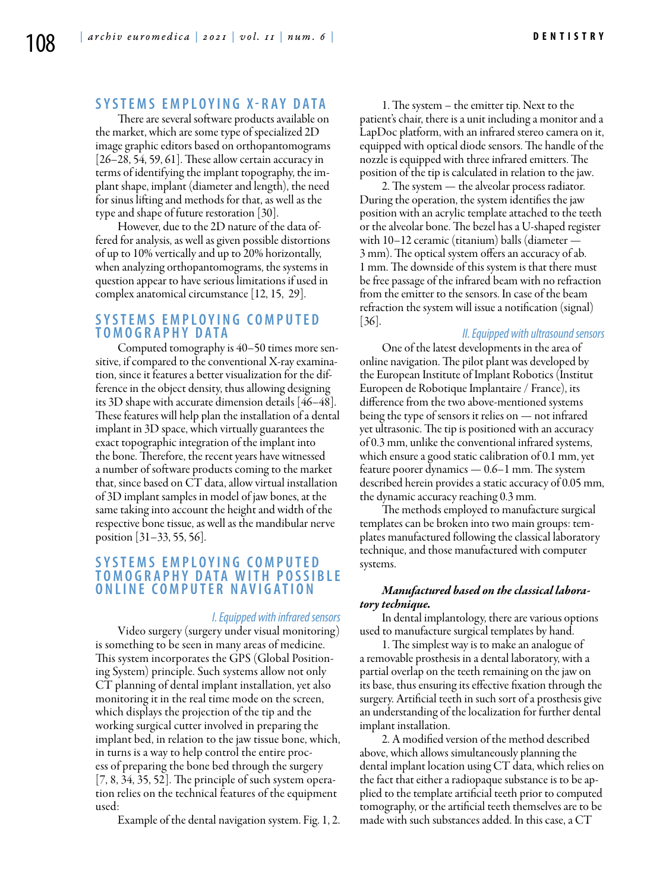## SYSTEMS EMPLOYING X-RAY DATA

There are several software products available on the market, which are some type of specialized 2D image graphic editors based on orthopantomograms [26–28, 54, 59, 61]. These allow certain accuracy in terms of identifying the implant topography, the implant shape, implant (diameter and length), the need for sinus lifting and methods for that, as well as the type and shape of future restoration [30].

However, due to the 2D nature of the data offered for analysis, as well as given possible distortions of up to 10% vertically and up to 20% horizontally, when analyzing orthopantomograms, the systems in question appear to have serious limitations if used in complex anatomical circumstance [12, 15, 29].

## SYSTEMS EMPLOYING COMPUTED TOMOGRAPHY DATA

Computed tomography is 40–50 times more sensitive, if compared to the conventional X-ray examination, since it features a better visualization for the difference in the object density, thus allowing designing its 3D shape with accurate dimension details [46–48]. These features will help plan the installation of a dental implant in 3D space, which virtually guarantees the exact topographic integration of the implant into the bone. Therefore, the recent years have witnessed a number of software products coming to the market that, since based on CT data, allow virtual installation of 3D implant samples in model of jaw bones, at the same taking into account the height and width of the respective bone tissue, as well as the mandibular nerve position [31–33, 55, 56].

## SYSTEMS EMPLOYING COMPUTED TOMOGRAPHY DATA WITH POSSIBLE ONLINE COMPUTER NAVIGATION

### *I. Equipped with infrared sensors*

Video surgery (surgery under visual monitoring) is something to be seen in many areas of medicine. This system incorporates the GPS (Global Positioning System) principle. Such systems allow not only CT planning of dental implant installation, yet also monitoring it in the real time mode on the screen, which displays the projection of the tip and the working surgical cutter involved in preparing the implant bed, in relation to the jaw tissue bone, which, in turns is a way to help control the entire process of preparing the bone bed through the surgery [7, 8, 34, 35, 52]. The principle of such system operation relies on the technical features of the equipment used:

Example of the dental navigation system. Fig. 1, 2.

1. The system – the emitter tip. Next to the patient's chair, there is a unit including a monitor and a LapDoc platform, with an infrared stereo camera on it, equipped with optical diode sensors. The handle of the nozzle is equipped with three infrared emitters. The position of the tip is calculated in relation to the jaw.

2. The system — the alveolar process radiator. During the operation, the system identifies the jaw position with an acrylic template attached to the teeth or the alveolar bone. The bezel has a U-shaped register with 10–12 ceramic (titanium) balls (diameter — 3 mm). The optical system offers an accuracy of ab. 1 mm. The downside of this system is that there must be free passage of the infrared beam with no refraction from the emitter to the sensors. In case of the beam refraction the system will issue a notification (signal) [36].

### *II. Equipped with ultrasound sensors*

One of the latest developments in the area of online navigation. The pilot plant was developed by the European Institute of Implant Robotics (Institut Europeen de Robotique Implantaire / France), its difference from the two above-mentioned systems being the type of sensors it relies on — not infrared yet ultrasonic. The tip is positioned with an accuracy of 0.3 mm, unlike the conventional infrared systems, which ensure a good static calibration of 0.1 mm, yet feature poorer dynamics — 0.6–1 mm. The system described herein provides a static accuracy of 0.05 mm, the dynamic accuracy reaching 0.3 mm.

The methods employed to manufacture surgical templates can be broken into two main groups: templates manufactured following the classical laboratory technique, and those manufactured with computer systems.

***Manufactured based on the classical laboratory technique.***

In dental implantology, there are various options used to manufacture surgical templates by hand.

1. The simplest way is to make an analogue of a removable prosthesis in a dental laboratory, with a partial overlap on the teeth remaining on the jaw on its base, thus ensuring its effective fixation through the surgery. Artificial teeth in such sort of a prosthesis give an understanding of the localization for further dental implant installation.

2. A modified version of the method described above, which allows simultaneously planning the dental implant location using CT data, which relies on the fact that either a radiopaque substance is to be applied to the template artificial teeth prior to computed tomography, or the artificial teeth themselves are to be made with such substances added. In this case, a CT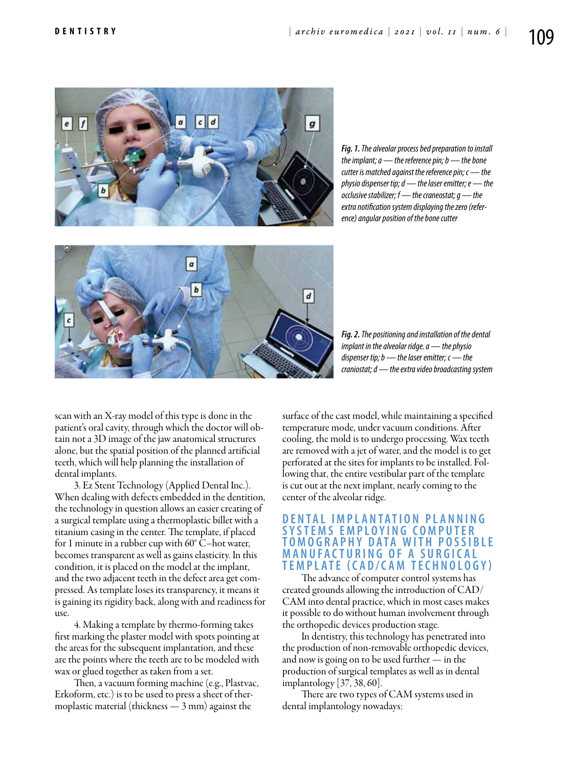*Fig. 1. The alveolar process bed preparation to install the implant; a — the reference pin; b — the bone cutter is matched against the reference pin; c — the physio dispenser tip; d — the laser emitter; e — the occlusive stabilizer; f — the craneostat; g — the extra notification system displaying the zero (reference) angular position of the bone cutter*

*Fig. 2. The positioning and installation of the dental implant in the alveolar ridge. a — the physio dispenser tip; b — the laser emitter; c — the craniostat; d — the extra video broadcasting system*

scan with an X-ray model of this type is done in the patient's oral cavity, through which the doctor will obtain not a 3D image of the jaw anatomical structures alone, but the spatial position of the planned artificial teeth, which will help planning the installation of dental implants.

3. Ez Stent Technology (Applied Dental Inc.). When dealing with defects embedded in the dentition, the technology in question allows an easier creating of a surgical template using a thermoplastic billet with a titanium casing in the center. The template, if placed for 1 minute in a rubber cup with 60° C–hot water, becomes transparent as well as gains elasticity. In this condition, it is placed on the model at the implant, and the two adjacent teeth in the defect area get compressed. As template loses its transparency, it means it is gaining its rigidity back, along with and readiness for use.

4. Making a template by thermo-forming takes first marking the plaster model with spots pointing at the areas for the subsequent implantation, and these are the points where the teeth are to be modeled with wax or glued together as taken from a set.

Then, a vacuum forming machine (e.g., Plastvac, Erkoform, etc.) is to be used to press a sheet of thermoplastic material (thickness — 3 mm) against the surface of the cast model, while maintaining a specified temperature mode, under vacuum conditions. After cooling, the mold is to undergo processing. Wax teeth are removed with a jet of water, and the model is to get perforated at the sites for implants to be installed. Following that, the entire vestibular part of the template is cut out at the next implant, nearly coming to the center of the alveolar ridge.

## DENTAL IMPLANTATION PLANNING SYSTEMS EMPLOYING COMPUTER TOMOGRAPHY DATA WITH POSSIBLE MANUFACTURING OF A SURGICAL TEMPLATE (CAD/CAM TECHNOLOGY)

The advance of computer control systems has created grounds allowing the introduction of CAD/CAM into dental practice, which in most cases makes it possible to do without human involvement through the orthopedic devices production stage.

In dentistry, this technology has penetrated into the production of non-removable orthopedic devices, and now is going on to be used further — in the production of surgical templates as well as in dental implantology [37, 38, 60].

There are two types of CAM systems used in dental implantology nowadays: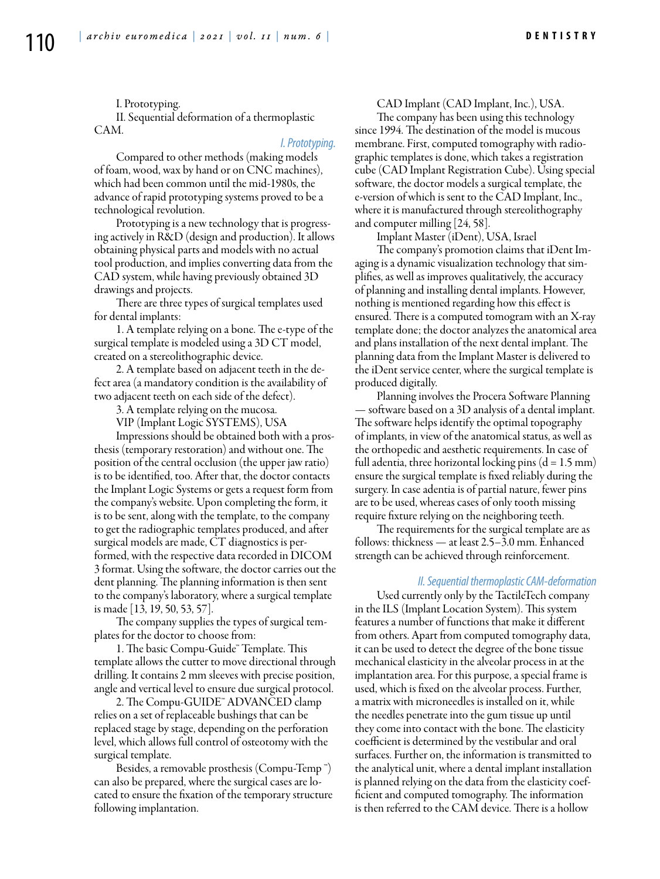I. Prototyping.

II. Sequential deformation of a thermoplastic CAM.

*I. Prototyping.*

Compared to other methods (making models of foam, wood, wax by hand or on CNC machines), which had been common until the mid-1980s, the advance of rapid prototyping systems proved to be a technological revolution.

Prototyping is a new technology that is progressing actively in R&D (design and production). It allows obtaining physical parts and models with no actual tool production, and implies converting data from the CAD system, while having previously obtained 3D drawings and projects.

There are three types of surgical templates used for dental implants:

1. A template relying on a bone. The e-type of the surgical template is modeled using a 3D CT model, created on a stereolithographic device.

2. A template based on adjacent teeth in the defect area (a mandatory condition is the availability of two adjacent teeth on each side of the defect).

3. A template relying on the mucosa.

VIP (Implant Logic SYSTEMS), USA

Impressions should be obtained both with a prosthesis (temporary restoration) and without one. The position of the central occlusion (the upper jaw ratio) is to be identified, too. After that, the doctor contacts the Implant Logic Systems or gets a request form from the company's website. Upon completing the form, it is to be sent, along with the template, to the company to get the radiographic templates produced, and after surgical models are made, CT diagnostics is performed, with the respective data recorded in DICOM 3 format. Using the software, the doctor carries out the dent planning. The planning information is then sent to the company's laboratory, where a surgical template is made [13, 19, 50, 53, 57].

The company supplies the types of surgical templates for the doctor to choose from:

1. The basic Compu-Guide™ Template. This template allows the cutter to move directional through drilling. It contains 2 mm sleeves with precise position, angle and vertical level to ensure due surgical protocol.

2. The Compu-GUIDE™ ADVANCED clamp relies on a set of replaceable bushings that can be replaced stage by stage, depending on the perforation level, which allows full control of osteotomy with the surgical template.

Besides, a removable prosthesis (Compu-Temp™) can also be prepared, where the surgical cases are located to ensure the fixation of the temporary structure following implantation.

CAD Implant (CAD Implant, Inc.), USA.

The company has been using this technology since 1994. The destination of the model is mucous membrane. First, computed tomography with radiographic templates is done, which takes a registration cube (CAD Implant Registration Cube). Using special software, the doctor models a surgical template, the e-version of which is sent to the CAD Implant, Inc., where it is manufactured through stereolithography and computer milling [24, 58].

Implant Master (iDent), USA, Israel

The company's promotion claims that iDent Imaging is a dynamic visualization technology that simplifies, as well as improves qualitatively, the accuracy of planning and installing dental implants. However, nothing is mentioned regarding how this effect is ensured. There is a computed tomogram with an X-ray template done; the doctor analyzes the anatomical area and plans installation of the next dental implant. The planning data from the Implant Master is delivered to the iDent service center, where the surgical template is produced digitally.

Planning involves the Procera Software Planning — software based on a 3D analysis of a dental implant. The software helps identify the optimal topography of implants, in view of the anatomical status, as well as the orthopedic and aesthetic requirements. In case of full adentia, three horizontal locking pins (d = 1.5 mm) ensure the surgical template is fixed reliably during the surgery. In case adentia is of partial nature, fewer pins are to be used, whereas cases of only tooth missing require fixture relying on the neighboring teeth.

The requirements for the surgical template are as follows: thickness — at least 2.5–3.0 mm. Enhanced strength can be achieved through reinforcement.

*II. Sequential thermoplastic CAM-deformation*

Used currently only by the TactiléTech company in the ILS (Implant Location System). This system features a number of functions that make it different from others. Apart from computed tomography data, it can be used to detect the degree of the bone tissue mechanical elasticity in the alveolar process in at the implantation area. For this purpose, a special frame is used, which is fixed on the alveolar process. Further, a matrix with microneedles is installed on it, while the needles penetrate into the gum tissue up until they come into contact with the bone. The elasticity coefficient is determined by the vestibular and oral surfaces. Further on, the information is transmitted to the analytical unit, where a dental implant installation is planned relying on the data from the elasticity coefficient and computed tomography. The information is then referred to the CAM device. There is a hollow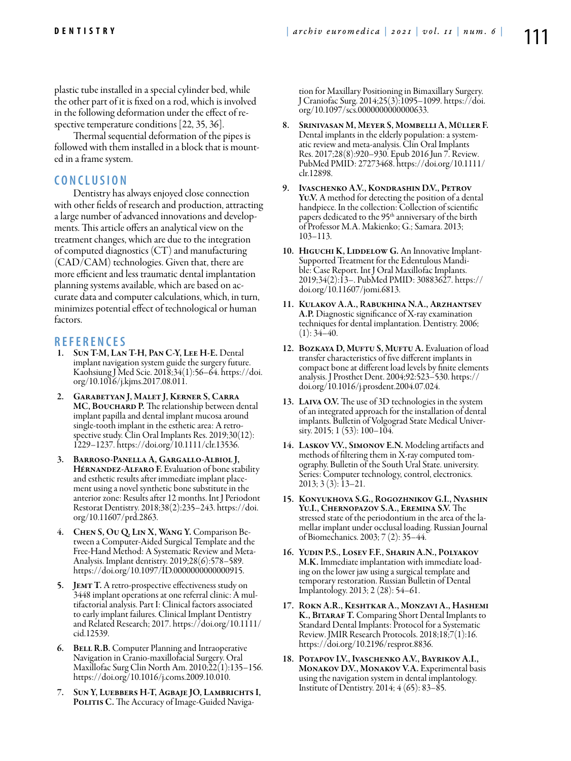plastic tube installed in a special cylinder bed, while the other part of it is fixed on a rod, which is involved in the following deformation under the effect of respective temperature conditions [22, 35, 36].

Thermal sequential deformation of the pipes is followed with them installed in a block that is mounted in a frame system.

## CONCLUSION

Dentistry has always enjoyed close connection with other fields of research and production, attracting a large number of advanced innovations and developments. This article offers an analytical view on the treatment changes, which are due to the integration of computed diagnostics (CT) and manufacturing (CAD/CAM) technologies. Given that, there are more efficient and less traumatic dental implantation planning systems available, which are based on accurate data and computer calculations, which, in turn, minimizes potential effect of technological or human factors.

## REFERENCES

1. **Sun T-M, Lan T-H, Pan C-Y, Lee H-E.** Dental implant navigation system guide the surgery future. Kaohsiung J Med Scie. 2018;34(1):56–64. https://doi.org/10.1016/j.kjms.2017.08.011.
2. **Garabetyan J, Malet J, Kerner S, Carra MC, Bouchard P.** The relationship between dental implant papilla and dental implant mucosa around single-tooth implant in the esthetic area: A retrospective study. Clin Oral Implants Res. 2019;30(12): 1229–1237. https://doi.org/10.1111/clr.13536.
3. **Barroso-Panella A, Gargallo-Albiol J, Hérnandez-Alfaro F.** Evaluation of bone stability and esthetic results after immediate implant placement using a novel synthetic bone substitute in the anterior zone: Results after 12 months. Int J Periodont Restorat Dentistry. 2018;38(2):235–243. https://doi.org/10.11607/prd.2863.
4. **Chen S, Ou Q, Lin X, Wang Y.** Comparison Between a Computer-Aided Surgical Template and the Free-Hand Method: A Systematic Review and Meta-Analysis. Implant dentistry. 2019;28(6):578–589. https://doi.org/10.1097/ID.0000000000000915.
5. **Jemt T.** A retro-prospective effectiveness study on 3448 implant operations at one referral clinic: A multifactorial analysis. Part I: Clinical factors associated to early implant failures. Clinical Implant Dentistry and Related Research; 2017. https://doi.org/10.1111/cid.12539.
6. **Bell R.B.** Computer Planning and Intraoperative Navigation in Cranio-maxillofacial Surgery. Oral Maxillofac Surg Clin North Am. 2010;22(1):135–156. https://doi.org/10.1016/j.coms.2009.10.010.
7. **Sun Y, Luebbers H-T, Agbaje JO, Lambrichts I, Politis C.** The Accuracy of Image-Guided Navigation for Maxillary Positioning in Bimaxillary Surgery. J Craniofac Surg. 2014;25(3):1095–1099. https://doi.org/10.1097/scs.0000000000000633.
8. **Srinivasan M, Meyer S, Mombelli A, Müller F.** Dental implants in the elderly population: a systematic review and meta-analysis. Clin Oral Implants Res. 2017;28(8):920–930. Epub 2016 Jun 7. Review. PubMed PMID: 27273468. https://doi.org/10.1111/clr.12898.
9. **Ivaschenko A.V., Kondrashin D.V., Petrov Yu.V.** A method for detecting the position of a dental handpiece. In the collection: Collection of scientific papers dedicated to the 95th anniversary of the birth of Professor M.A. Makienko; G.; Samara. 2013; 103–113.
10. **Higuchi K, Liddelow G.** An Innovative Implant-Supported Treatment for the Edentulous Mandible: Case Report. Int J Oral Maxillofac Implants. 2019;34(2):13–. PubMed PMID: 30883627. https://doi.org/10.11607/jomi.6813.
11. **Kulakov A.A., Rabukhina N.A., Arzhantsev A.P.** Diagnostic significance of X-ray examination techniques for dental implantation. Dentistry. 2006; (1): 34–40.
12. **Bozkaya D, Muftu S, Muftu A.** Evaluation of load transfer characteristics of five different implants in compact bone at different load levels by finite elements analysis. J Prosthet Dent. 2004;92:523–530. https://doi.org/10.1016/j.prosdent.2004.07.024.
13. **Laiva O.V.** The use of 3D technologies in the system of an integrated approach for the installation of dental implants. Bulletin of Volgograd State Medical University. 2015; 1 (53): 100–104.
14. **Laskov V.V., Simonov E.N.** Modeling artifacts and methods of filtering them in X-ray computed tomography. Bulletin of the South Ural State. university. Series: Computer technology, control, electronics. 2013; 3 (3): 13–21.
15. **Konyukhova S.G., Rogozhnikov G.I., Nyashin Yu.I., Chernopazov S.A., Eremina S.V.** The stressed state of the periodontium in the area of the lamellar implant under occlusal loading. Russian Journal of Biomechanics. 2003; 7 (2): 35–44.
16. **Yudin P.S., Losev F.F., Sharin A.N., Polyakov M.K.** Immediate implantation with immediate loading on the lower jaw using a surgical template and temporary restoration. Russian Bulletin of Dental Implantology. 2013; 2 (28): 54–61.
17. **Rokn A.R., Keshtkar A., Monzavi A., Hashemi K., Bitaraf T.** Comparing Short Dental Implants to Standard Dental Implants: Protocol for a Systematic Review. JMIR Research Protocols. 2018;18;7(1):16. https://doi.org/10.2196/resprot.8836.
18. **Potapov I.V., Ivaschenko A.V., Bayrikov A.I., Monakov D.V., Monakov V.A.** Experimental basis using the navigation system in dental implantology. Institute of Dentistry. 2014; 4 (65): 83–85.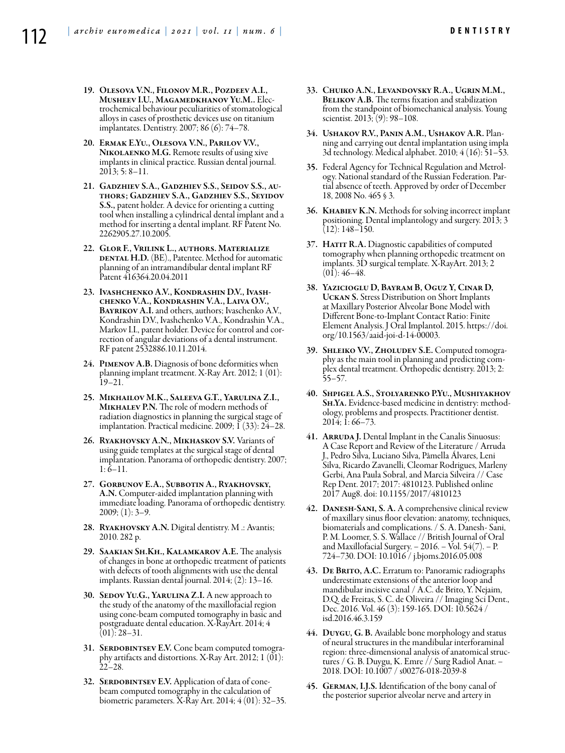19. **Olesova V.N., Filonov M.R., Pozdeev A.I., Musheev I.U., Magamedkhanov Yu.M.**. Electrochemical behaviour peculiarities of stomatological alloys in cases of prosthetic devices use on titanium implantates. Dentistry. 2007; 86 (6): 74–78.

20. **Ermak E.Yu., Olesova V.N., Parilov V.V., Nikolaenko M.G.** Remote results of using xive implants in clinical practice. Russian dental journal. 2013; 5: 8–11.

21. **Gadzhiev S.A., Gadzhiev S.S., Seidov S.S., authors; Gadzhiev S.A., Gadzhiev S.S., Seyidov S.S.,** patent holder. A device for orienting a cutting tool when installing a cylindrical dental implant and a method for inserting a dental implant. RF Patent No. 2262905.27.10.2005.

22. **Glor F., Vrilink L., authors. Materialize dental H.D.** (BE)., Patentee. Method for automatic planning of an intramandibular dental implant RF Patent 416364.20.04.2011

23. **Ivashchenko A.V., Kondrashin D.V., Ivashchenko V.A., Kondrashin V.A., Laiva O.V., Bayrikov A.I.** and others, authors; Ivaschenko A.V., Kondrashin D.V., Ivashchenko V.A., Kondrashin V.A., Markov I.I., patent holder. Device for control and correction of angular deviations of a dental instrument. RF patent 2532886.10.11.2014.

24. **Pimenov A.B.** Diagnosis of bone deformities when planning implant treatment. X-Ray Art. 2012; 1 (01): 19–21.

25. **Mikhailov M.K., Saleeva G.T., Yarulina Z.I., Mikhalev P.N.** The role of modern methods of radiation diagnostics in planning the surgical stage of implantation. Practical medicine. 2009; 1 (33): 24–28.

26. **Ryakhovsky A.N., Mikhaskov S.V.** Variants of using guide templates at the surgical stage of dental implantation. Panorama of orthopedic dentistry. 2007; 1: 6–11.

27. **Gorbunov E.A., Subbotin A., Ryakhovsky, A.N.** Computer-aided implantation planning with immediate loading. Panorama of orthopedic dentistry. 2009; (1): 3–9.

28. **Ryakhovsky A.N.** Digital dentistry. M .: Avantis; 2010. 282 p.

29. **Saakian Sh.Kh., Kalamkarov A.E.** The analysis of changes in bone at orthopedic treatment of patients with defects of tooth alignments with use the dental implants. Russian dental journal. 2014; (2): 13–16.

30. **Sedov Yu.G., Yarulina Z.I.** A new approach to the study of the anatomy of the maxillofacial region using cone-beam computed tomography in basic and postgraduate dental education. X-RayArt. 2014; 4 (01): 28–31.

31. **Serdobintsev E.V.** Cone beam computed tomography artifacts and distortions. X-Ray Art. 2012; 1 (01): 22–28.

32. **Serdobintsev E.V.** Application of data of cone-beam computed tomography in the calculation of biometric parameters. X-Ray Art. 2014; 4 (01): 32–35.

33. **Chuiko A.N., Levandovsky R.A., Ugrin M.M., Belikov A.B.** The terms fixation and stabilization from the standpoint of biomechanical analysis. Young scientist. 2013; (9): 98–108.

34. **Ushakov R.V., Panin A.M., Ushakov A.R.** Planning and carrying out dental implantation using impla 3d technology. Medical alphabet. 2010; 4 (16): 51–53.

35. Federal Agency for Technical Regulation and Metrology. National standard of the Russian Federation. Partial absence of teeth. Approved by order of December 18, 2008 No. 465 § 3.

36. **Khabiev K.N.** Methods for solving incorrect implant positioning. Dental implantology and surgery. 2013; 3 (12): 148–150.

37. **Hatit R.A.** Diagnostic capabilities of computed tomography when planning orthopedic treatment on implants. 3D surgical template. X-RayArt. 2013; 2 (01): 46–48.

38. **Yazicioglu D, Bayram B, Oguz Y, Cinar D, Uckan S.** Stress Distribution on Short Implants at Maxillary Posterior Alveolar Bone Model with Different Bone-to-Implant Contact Ratio: Finite Element Analysis. J Oral Implantol. 2015. https://doi.org/10.1563/aaid-joi-d-14-00003.

39. **Shleiko V.V., Zholudev S.E.** Computed tomography as the main tool in planning and predicting complex dental treatment. Orthopedic dentistry. 2013; 2: 55–57.

40. **Shpigel A.S., Stolyarenko P.Yu., Mushiyakhov Sh.Ya.** Evidence-based medicine in dentistry: methodology, problems and prospects. Practitioner dentist. 2014; 1: 66–73.

41. **Arruda J.** Dental Implant in the Canalis Sinuosus: A Case Report and Review of the Literature / Arruda J., Pedro Silva, Luciano Silva, Pâmella Álvares, Leni Silva, Ricardo Zavanelli, Cleomar Rodrigues, Marleny Gerbi, Ana Paula Sobral, and Marcia Silveira // Case Rep Dent. 2017; 2017: 4810123. Published online 2017 Aug8. doi: 10.1155/2017/4810123

42. **Danesh-Sani, S. A.** A comprehensive clinical review of maxillary sinus floor elevation: anatomy, techniques, biomaterials and complications. / S. A. Danesh- Sani, P. M. Loomer, S. S. Wallace // British Journal of Oral and Maxillofacial Surgery. – 2016. – Vol. 54(7). – P. 724–730. DOI: 10.1016 / j.bjoms.2016.05.008

43. **De Brito, A.C.** Erratum to: Panoramic radiographs underestimate extensions of the anterior loop and mandibular incisive canal / A.C. de Brito, Y. Nejaim, D.Q. de Freitas, S. C. de Oliveira // Imaging Sci Dent., Dec. 2016. Vol. 46 (3): 159-165. DOI: 10.5624 / isd.2016.46.3.159

44. **Duygu, G. B.** Available bone morphology and status of neural structures in the mandibular interforaminal region: three-dimensional analysis of anatomical structures / G. B. Duygu, K. Emre // Surg Radiol Anat. – 2018. DOI: 10.1007 / s00276-018-2039-8

45. **German, I.J.S.** Identification of the bony canal of the posterior superior alveolar nerve and artery in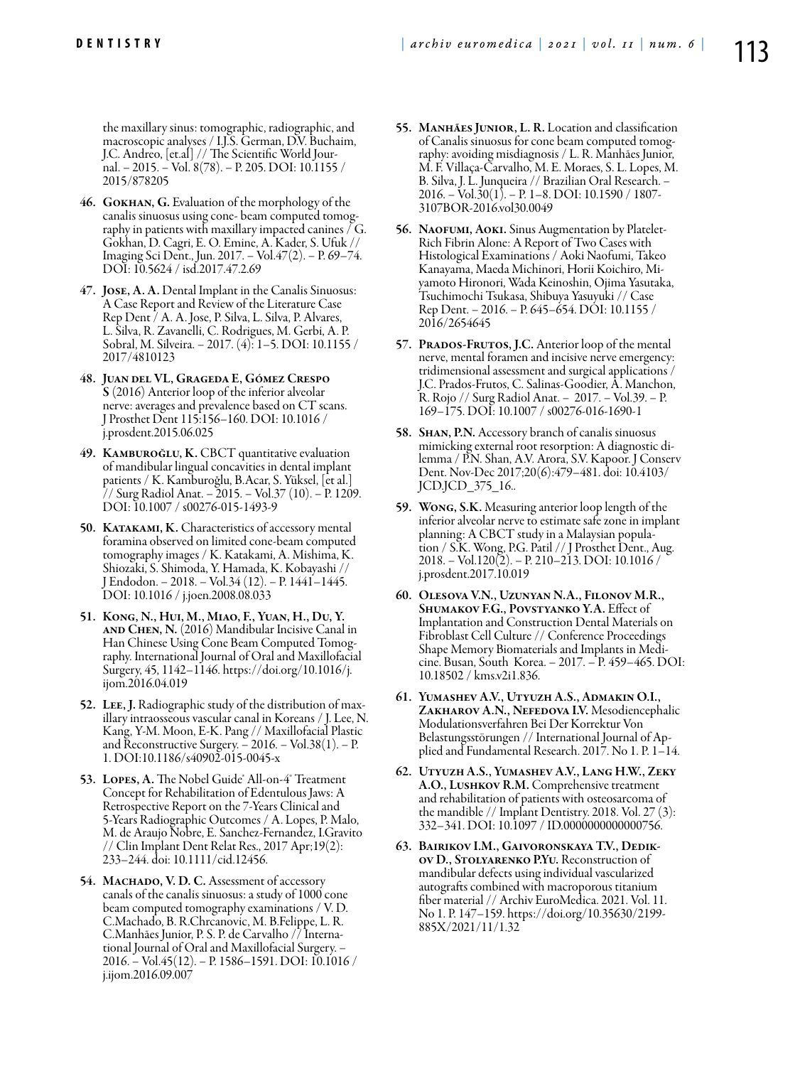the maxillary sinus: tomographic, radiographic, and macroscopic analyses / I.J.S. German, D.V. Buchaim, J.C. Andreo, [et.al] // The Scientific World Journal. – 2015. – Vol. 8(78). – P. 205. DOI: 10.1155 / 2015/878205

46. **Gokhan, G.** Evaluation of the morphology of the canalis sinuosus using cone- beam computed tomography in patients with maxillary impacted canines / G. Gokhan, D. Cagri, E. O. Emine, A. Kader, S. Ufuk // Imaging Sci Dent., Jun. 2017. – Vol.47(2). – P. 69–74. DOI: 10.5624 / isd.2017.47.2.69
47. **Jose, A. A.** Dental Implant in the Canalis Sinuosus: A Case Report and Review of the Literature Case Rep Dent / A. A. Jose, P. Silva, L. Silva, P. Alvares, L. Silva, R. Zavanelli, C. Rodrigues, M. Gerbi, A. P. Sobral, M. Silveira. – 2017. (4): 1–5. DOI: 10.1155 / 2017/4810123
48. **Juan del VL, Grageda E, Gómez Crespo S** (2016) Anterior loop of the inferior alveolar nerve: averages and prevalence based on CT scans. J Prosthet Dent 115:156–160. DOI: 10.1016 / j.prosdent.2015.06.025
49. **Kamburoğlu, K.** CBCT quantitative evaluation of mandibular lingual concavities in dental implant patients / K. Kamburoğlu, B.Acar, S. Yüksel, [et al.] // Surg Radiol Anat. – 2015. – Vol.37 (10). – P. 1209. DOI: 10.1007 / s00276-015-1493-9
50. **Katakami, K.** Characteristics of accessory mental foramina observed on limited cone-beam computed tomography images / K. Katakami, A. Mishima, K. Shiozaki, S. Shimoda, Y. Hamada, K. Kobayashi // J Endodon. – 2018. – Vol.34 (12). – P. 1441–1445. DOI: 10.1016 / j.joen.2008.08.033
51. **Kong, N., Hui, M., Miao, F., Yuan, H., Du, Y. and Chen, N.** (2016) Mandibular Incisive Canal in Han Chinese Using Cone Beam Computed Tomography. International Journal of Oral and Maxillofacial Surgery, 45, 1142–1146. https://doi.org/10.1016/j.ijom.2016.04.019
52. **Lee, J.** Radiographic study of the distribution of maxillary intraosseous vascular canal in Koreans / J. Lee, N. Kang, Y-M. Moon, E-K. Pang // Maxillofacial Plastic and Reconstructive Surgery. – 2016. – Vol.38(1). – P. 1. DOI:10.1186/s40902-015-0045-x
53. **Lopes, A.** The Nobel Guide® All-on-4® Treatment Concept for Rehabilitation of Edentulous Jaws: A Retrospective Report on the 7-Years Clinical and 5-Years Radiographic Outcomes / A. Lopes, P. Malo, M. de Araujo Nobre, E. Sanchez-Fernandez, I.Gravito // Clin Implant Dent Relat Res., 2017 Apr;19(2): 233–244. doi: 10.1111/cid.12456.
54. **Machado, V. D. C.** Assessment of accessory canals of the canalis sinuosus: a study of 1000 cone beam computed tomography examinations / V. D. C.Machado, B. R.Chrcanovic, M. B.Felippe, L. R. C.Manhães Junior, P. S. P. de Carvalho // International Journal of Oral and Maxillofacial Surgery. – 2016. – Vol.45(12). – P. 1586–1591. DOI: 10.1016 / j.ijom.2016.09.007
55. **Manhães Junior, L. R.** Location and classification of Canalis sinuosus for cone beam computed tomography: avoiding misdiagnosis / L. R. Manhães Junior, M. F. Villaça-Carvalho, M. E. Moraes, S. L. Lopes, M. B. Silva, J. L. Junqueira // Brazilian Oral Research. – 2016. – Vol.30(1). – P. 1–8. DOI: 10.1590 / 1807-3107BOR-2016.vol30.0049
56. **Naofumi, Aoki.** Sinus Augmentation by Platelet-Rich Fibrin Alone: A Report of Two Cases with Histological Examinations / Aoki Naofumi, Takeo Kanayama, Maeda Michinori, Horii Koichiro, Miyamoto Hironori, Wada Keinoshin, Ojima Yasutaka, Tsuchimochi Tsukasa, Shibuya Yasuyuki // Case Rep Dent. – 2016. – P. 645–654. DOI: 10.1155 / 2016/2654645
57. **Prados-Frutos, J.C.** Anterior loop of the mental nerve, mental foramen and incisive nerve emergency: tridimensional assessment and surgical applications / J.C. Prados-Frutos, C. Salinas-Goodier, A. Manchon, R. Rojo // Surg Radiol Anat. – 2017. – Vol.39. – P. 169–175. DOI: 10.1007 / s00276-016-1690-1
58. **Shan, P.N.** Accessory branch of canalis sinuosus mimicking external root resorption: A diagnostic dilemma / P.N. Shan, A.V. Arora, S.V. Kapoor. J Conserv Dent. Nov-Dec 2017;20(6):479–481. doi: 10.4103/JCD.JCD_375_16..
59. **Wong, S.K.** Measuring anterior loop length of the inferior alveolar nerve to estimate safe zone in implant planning: A CBCT study in a Malaysian population / S.K. Wong, P.G. Patil // J Prosthet Dent., Aug. 2018. – Vol.120(2). – P. 210–213. DOI: 10.1016 / j.prosdent.2017.10.019
60. **Olesova V.N., Uzunyan N.A., Filonov M.R., Shumakov F.G., Povstyanko Y.A.** Effect of Implantation and Construction Dental Materials on Fibroblast Cell Culture // Conference Proceedings Shape Memory Biomaterials and Implants in Medicine. Busan, South Korea. – 2017. – P. 459–465. DOI: 10.18502 / kms.v2i1.836.
61. **Yumashev A.V., Utyuzh A.S., Admakin O.I., Zakharov A.N., Nefedova I.V.** Mesodiencephalic Modulationsverfahren Bei Der Korrektur Von Belastungsstörungen // International Journal of Applied and Fundamental Research. 2017. No 1. P. 1–14.
62. **Utyuzh A.S., Yumashev A.V., Lang H.W., Zeky A.O., Lushkov R.M.** Comprehensive treatment and rehabilitation of patients with osteosarcoma of the mandible // Implant Dentistry. 2018. Vol. 27 (3): 332–341. DOI: 10.1097 / ID.0000000000000756.
63. **Bairikov I.M., Gaivoronskaya T.V., Dedikov D., Stolyarenko P.Yu.** Reconstruction of mandibular defects using individual vascularized autografts combined with macroporous titanium fiber material // Archiv EuroMedica. 2021. Vol. 11. No 1. P. 147–159. https://doi.org/10.35630/2199-885X/2021/11/1.32